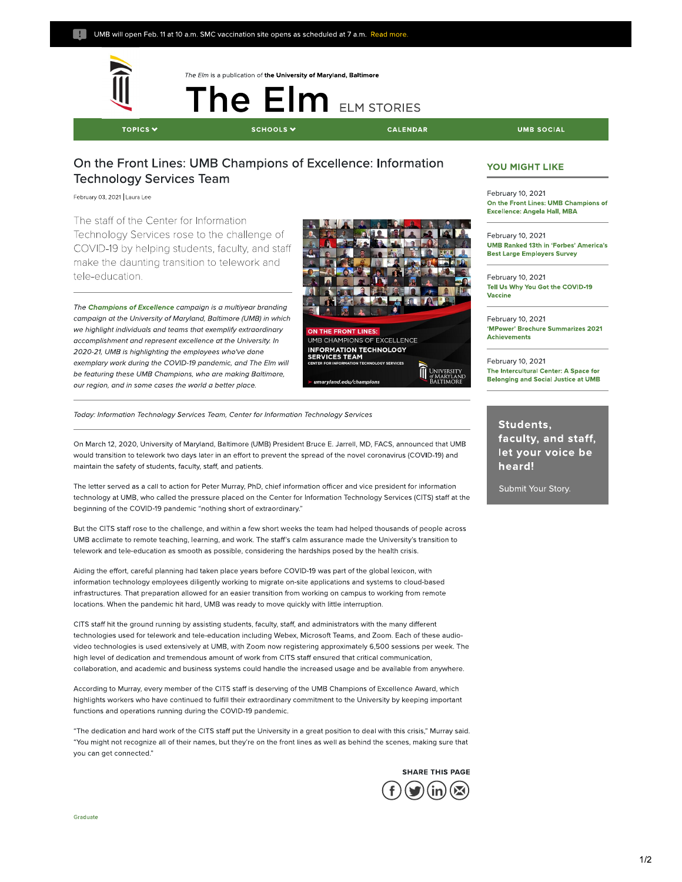UMB will open Feb. 11 at 10 a.m. SMC vaccination site opens as scheduled at 7 a.m. Read more.

*The Elm* is a publication of **the University of Maryland, Baltimore**

# The Elm ELM STORIES

TOPICS | SCHOOLS | CALENDAR | UMB SOCIAL

## On the Front Lines: UMB Champions of Excellence: Information Technology Services Team

February 03, 2021 | Laura Lee

The staff of the Center for Information Technology Services rose to the challenge of COVID-19 by helping students, faculty, and staff make the daunting transition to telework and tele-education.

*The **Champions of Excellence** campaign is a multiyear branding campaign at the University of Maryland, Baltimore (UMB) in which we highlight individuals and teams that exemplify extraordinary accomplishment and represent excellence at the University. In 2020-21, UMB is highlighting the employees who've done exemplary work during the COVID-19 pandemic, and The Elm will be featuring these UMB Champions, who are making Baltimore, our region, and in some cases the world a better place.*

ON THE FRONT LINES:
UMB CHAMPIONS OF EXCELLENCE
INFORMATION TECHNOLOGY SERVICES TEAM
CENTER FOR INFORMATION TECHNOLOGY SERVICES
umaryland.edu/champions

*Today: Information Technology Services Team, Center for Information Technology Services*

On March 12, 2020, University of Maryland, Baltimore (UMB) President Bruce E. Jarrell, MD, FACS, announced that UMB would transition to telework two days later in an effort to prevent the spread of the novel coronavirus (COVID-19) and maintain the safety of students, faculty, staff, and patients.

The letter served as a call to action for Peter Murray, PhD, chief information officer and vice president for information technology at UMB, who called the pressure placed on the Center for Information Technology Services (CITS) staff at the beginning of the COVID-19 pandemic "nothing short of extraordinary."

But the CITS staff rose to the challenge, and within a few short weeks the team had helped thousands of people across UMB acclimate to remote teaching, learning, and work. The staff's calm assurance made the University's transition to telework and tele-education as smooth as possible, considering the hardships posed by the health crisis.

Aiding the effort, careful planning had taken place years before COVID-19 was part of the global lexicon, with information technology employees diligently working to migrate on-site applications and systems to cloud-based infrastructures. That preparation allowed for an easier transition from working on campus to working from remote locations. When the pandemic hit hard, UMB was ready to move quickly with little interruption.

CITS staff hit the ground running by assisting students, faculty, staff, and administrators with the many different technologies used for telework and tele-education including Webex, Microsoft Teams, and Zoom. Each of these audio-video technologies is used extensively at UMB, with Zoom now registering approximately 6,500 sessions per week. The high level of dedication and tremendous amount of work from CITS staff ensured that critical communication, collaboration, and academic and business systems could handle the increased usage and be available from anywhere.

According to Murray, every member of the CITS staff is deserving of the UMB Champions of Excellence Award, which highlights workers who have continued to fulfill their extraordinary commitment to the University by keeping important functions and operations running during the COVID-19 pandemic.

"The dedication and hard work of the CITS staff put the University in a great position to deal with this crisis," Murray said. "You might not recognize all of their names, but they're on the front lines as well as behind the scenes, making sure that you can get connected."

SHARE THIS PAGE

Graduate

### YOU MIGHT LIKE

February 10, 2021
**On the Front Lines: UMB Champions of Excellence: Angela Hall, MBA**

February 10, 2021
**UMB Ranked 13th in 'Forbes' America's Best Large Employers Survey**

February 10, 2021
**Tell Us Why You Got the COVID-19 Vaccine**

February 10, 2021
**'MPower' Brochure Summarizes 2021 Achievements**

February 10, 2021
**The Intercultural Center: A Space for Belonging and Social Justice at UMB**

**Students, faculty, and staff, let your voice be heard!**

Submit Your Story.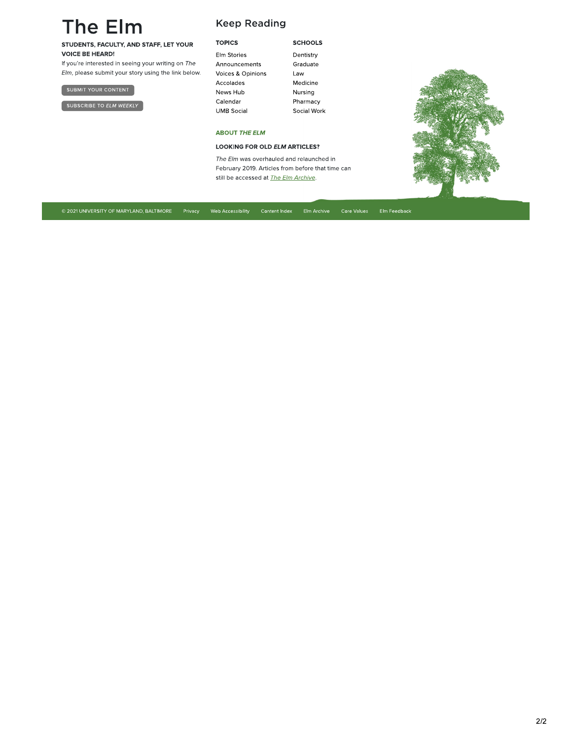# The Elm

**STUDENTS, FACULTY, AND STAFF, LET YOUR VOICE BE HEARD!**

If you're interested in seeing your writing on *The Elm*, please submit your story using the link below.

SUBMIT YOUR CONTENT

SUBSCRIBE TO *ELM WEEKLY*

## Keep Reading

**TOPICS**

- Elm Stories
- Announcements
- Voices & Opinions
- Accolades
- News Hub
- Calendar
- UMB Social

**SCHOOLS**

- Dentistry
- Graduate
- Law
- Medicine
- Nursing
- Pharmacy
- Social Work

**ABOUT *THE ELM***

**LOOKING FOR OLD *ELM* ARTICLES?**

*The Elm* was overhauled and relaunched in February 2019. Articles from before that time can still be accessed at *The Elm Archive*.

© 2021 UNIVERSITY OF MARYLAND, BALTIMORE Privacy Web Accessibility Content Index Elm Archive Core Values Elm Feedback